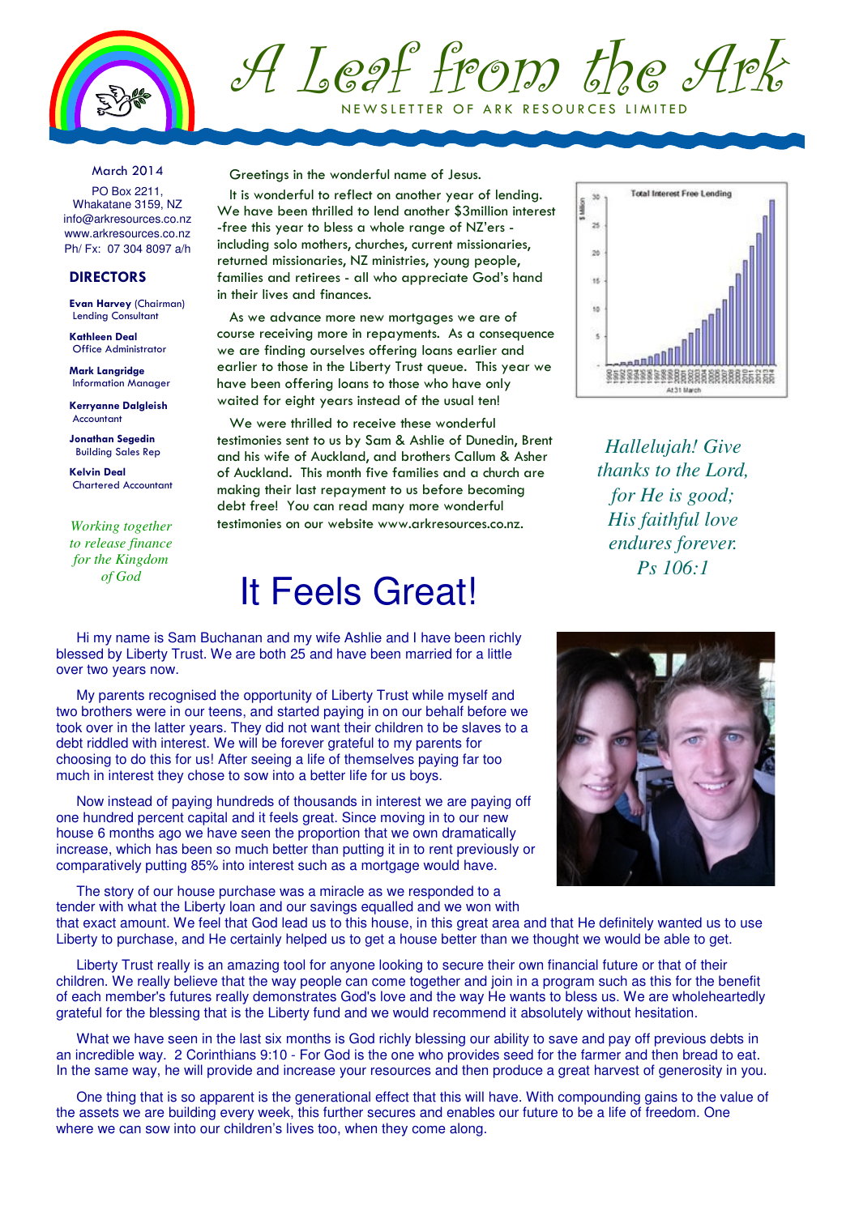# A Leaf from the Ark

NEWSLETTER OF ARK RESOURCES LIMITED

March 2014

PO Box 2211,
Whakatane 3159, NZ
info@arkresources.co.nz
www.arkresources.co.nz
Ph/ Fx: 07 304 8097 a/h

**DIRECTORS**

**Evan Harvey** (Chairman)
Lending Consultant

**Kathleen Deal**
Office Administrator

**Mark Langridge**
Information Manager

**Kerryanne Dalgleish**
Accountant

**Jonathan Segedin**
Building Sales Rep

**Kelvin Deal**
Chartered Accountant

*Working together to release finance for the Kingdom of God*

Greetings in the wonderful name of Jesus.

It is wonderful to reflect on another year of lending. We have been thrilled to lend another $3million interest-free this year to bless a whole range of NZ'ers - including solo mothers, churches, current missionaries, returned missionaries, NZ ministries, young people, families and retirees - all who appreciate God's hand in their lives and finances.

As we advance more new mortgages we are of course receiving more in repayments. As a consequence we are finding ourselves offering loans earlier and earlier to those in the Liberty Trust queue. This year we have been offering loans to those who have only waited for eight years instead of the usual ten!

We were thrilled to receive these wonderful testimonies sent to us by Sam & Ashlie of Dunedin, Brent and his wife of Auckland, and brothers Callum & Asher of Auckland. This month five families and a church are making their last repayment to us before becoming debt free! You can read many more wonderful testimonies on our website www.arkresources.co.nz.

Total Interest Free Lending ($ Million, At 31 March)

*Hallelujah! Give thanks to the Lord, for He is good; His faithful love endures forever. Ps 106:1*

# It Feels Great!

Hi my name is Sam Buchanan and my wife Ashlie and I have been richly blessed by Liberty Trust. We are both 25 and have been married for a little over two years now.

My parents recognised the opportunity of Liberty Trust while myself and two brothers were in our teens, and started paying in on our behalf before we took over in the latter years. They did not want their children to be slaves to a debt riddled with interest. We will be forever grateful to my parents for choosing to do this for us! After seeing a life of themselves paying far too much in interest they chose to sow into a better life for us boys.

Now instead of paying hundreds of thousands in interest we are paying off one hundred percent capital and it feels great. Since moving in to our new house 6 months ago we have seen the proportion that we own dramatically increase, which has been so much better than putting it in to rent previously or comparatively putting 85% into interest such as a mortgage would have.

The story of our house purchase was a miracle as we responded to a tender with what the Liberty loan and our savings equalled and we won with that exact amount. We feel that God lead us to this house, in this great area and that He definitely wanted us to use Liberty to purchase, and He certainly helped us to get a house better than we thought we would be able to get.

Liberty Trust really is an amazing tool for anyone looking to secure their own financial future or that of their children. We really believe that the way people can come together and join in a program such as this for the benefit of each member's futures really demonstrates God's love and the way He wants to bless us. We are wholeheartedly grateful for the blessing that is the Liberty fund and we would recommend it absolutely without hesitation.

What we have seen in the last six months is God richly blessing our ability to save and pay off previous debts in an incredible way. 2 Corinthians 9:10 - For God is the one who provides seed for the farmer and then bread to eat. In the same way, he will provide and increase your resources and then produce a great harvest of generosity in you.

One thing that is so apparent is the generational effect that this will have. With compounding gains to the value of the assets we are building every week, this further secures and enables our future to be a life of freedom. One where we can sow into our children's lives too, when they come along.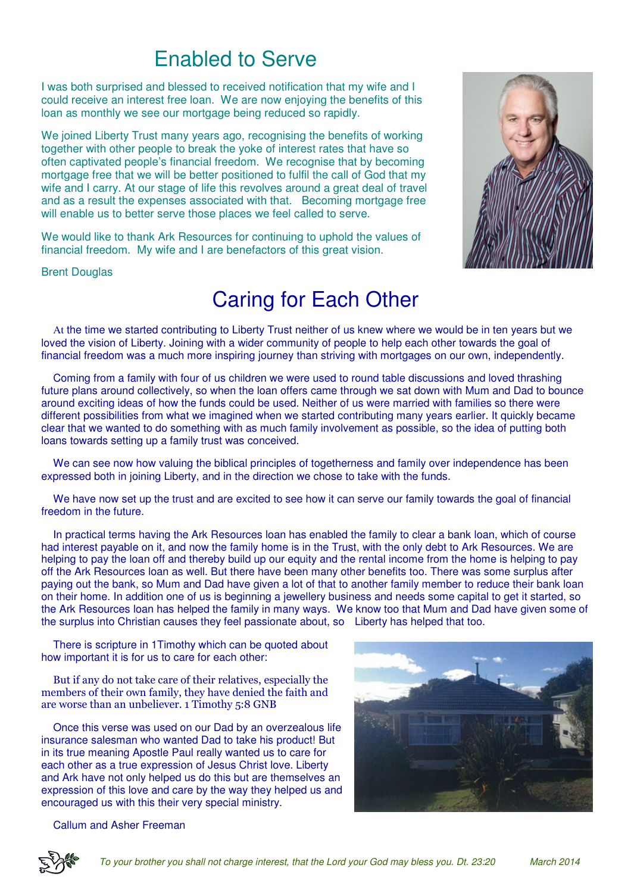# Enabled to Serve

I was both surprised and blessed to received notification that my wife and I could receive an interest free loan. We are now enjoying the benefits of this loan as monthly we see our mortgage being reduced so rapidly.

We joined Liberty Trust many years ago, recognising the benefits of working together with other people to break the yoke of interest rates that have so often captivated people's financial freedom. We recognise that by becoming mortgage free that we will be better positioned to fulfil the call of God that my wife and I carry. At our stage of life this revolves around a great deal of travel and as a result the expenses associated with that. Becoming mortgage free will enable us to better serve those places we feel called to serve.

We would like to thank Ark Resources for continuing to uphold the values of financial freedom. My wife and I are benefactors of this great vision.

Brent Douglas

# Caring for Each Other

At the time we started contributing to Liberty Trust neither of us knew where we would be in ten years but we loved the vision of Liberty. Joining with a wider community of people to help each other towards the goal of financial freedom was a much more inspiring journey than striving with mortgages on our own, independently.

Coming from a family with four of us children we were used to round table discussions and loved thrashing future plans around collectively, so when the loan offers came through we sat down with Mum and Dad to bounce around exciting ideas of how the funds could be used. Neither of us were married with families so there were different possibilities from what we imagined when we started contributing many years earlier. It quickly became clear that we wanted to do something with as much family involvement as possible, so the idea of putting both loans towards setting up a family trust was conceived.

We can see now how valuing the biblical principles of togetherness and family over independence has been expressed both in joining Liberty, and in the direction we chose to take with the funds.

We have now set up the trust and are excited to see how it can serve our family towards the goal of financial freedom in the future.

In practical terms having the Ark Resources loan has enabled the family to clear a bank loan, which of course had interest payable on it, and now the family home is in the Trust, with the only debt to Ark Resources. We are helping to pay the loan off and thereby build up our equity and the rental income from the home is helping to pay off the Ark Resources loan as well. But there have been many other benefits too. There was some surplus after paying out the bank, so Mum and Dad have given a lot of that to another family member to reduce their bank loan on their home. In addition one of us is beginning a jewellery business and needs some capital to get it started, so the Ark Resources loan has helped the family in many ways. We know too that Mum and Dad have given some of the surplus into Christian causes they feel passionate about, so Liberty has helped that too.

There is scripture in 1Timothy which can be quoted about how important it is for us to care for each other:

But if any do not take care of their relatives, especially the members of their own family, they have denied the faith and are worse than an unbeliever. 1 Timothy 5:8 GNB

Once this verse was used on our Dad by an overzealous life insurance salesman who wanted Dad to take his product! But in its true meaning Apostle Paul really wanted us to care for each other as a true expression of Jesus Christ love. Liberty and Ark have not only helped us do this but are themselves an expression of this love and care by the way they helped us and encouraged us with this their very special ministry.

Callum and Asher Freeman

*To your brother you shall not charge interest, that the Lord your God may bless you. Dt. 23:20*

*March 2014*